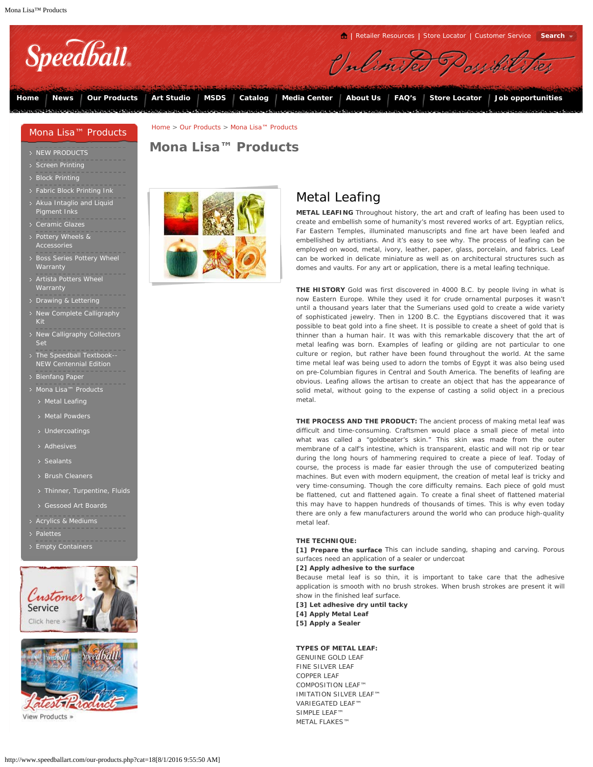Mona Lisa™ Products

[Retailer Resources](#) | [Store Locator](#) | [Customer Service](#) | Search

Speedball — Unlimited Possibilities

Home | News | Our Products | Art Studio | MSDS | Catalog | Media Center | About Us | FAQ's | Store Locator | Job opportunities

## Mona Lisa™ Products

- NEW PRODUCTS
- Screen Printing
- Block Printing
- Fabric Block Printing Ink
- Akua Intaglio and Liquid Pigment Inks
- Ceramic Glazes
- Pottery Wheels & Accessories
- Boss Series Pottery Wheel Warranty
- Artista Potters Wheel Warranty
- Drawing & Lettering
- New Complete Calligraphy Kit
- New Calligraphy Collectors Set
- The Speedball Textbook--NEW Centennial Edition
- Bienfang Paper
- Mona Lisa™ Products
  - Metal Leafing
  - Metal Powders
  - Undercoatings
  - Adhesives
  - Sealants
  - Brush Cleaners
  - Thinner, Turpentine, Fluids
  - Gessoed Art Boards
- Acrylics & Mediums
- Palettes
- Empty Containers

Customer Service — Click here »

Latest Product — View Products »

Home > Our Products > Mona Lisa™ Products

# Mona Lisa™ Products

## Metal Leafing

**METAL LEAFING** Throughout history, the art and craft of leafing has been used to create and embellish some of humanity's most revered works of art. Egyptian relics, Far Eastern Temples, illuminated manuscripts and fine art have been leafed and embellished by artishians. And it's easy to see why. The process of leafing can be employed on wood, metal, ivory, leather, paper, glass, porcelain, and fabrics. Leaf can be worked in delicate miniature as well as on architectural structures such as domes and vaults. For any art or application, there is a metal leafing technique.

**THE HISTORY** Gold was first discovered in 4000 B.C. by people living in what is now Eastern Europe. While they used it for crude ornamental purposes it wasn't until a thousand years later that the Sumerians used gold to create a wide variety of sophisticated jewelry. Then in 1200 B.C. the Egyptians discovered that it was possible to beat gold into a fine sheet. It is possible to create a sheet of gold that is thinner than a human hair. It was with this remarkable discovery that the art of metal leafing was born. Examples of leafing or gilding are not particular to one culture or region, but rather have been found throughout the world. At the same time metal leaf was being used to adorn the tombs of Egypt it was also being used on pre-Columbian figures in Central and South America. The benefits of leafing are obvious. Leafing allows the artisan to create an object that has the appearance of solid metal, without going to the expense of casting a solid object in a precious metal.

**THE PROCESS AND THE PRODUCT:** The ancient process of making metal leaf was difficult and time-consuming. Craftsmen would place a small piece of metal into what was called a "goldbeater's skin." This skin was made from the outer membrane of a calf's intestine, which is transparent, elastic and will not rip or tear during the long hours of hammering required to create a piece of leaf. Today of course, the process is made far easier through the use of computerized beating machines. But even with modern equipment, the creation of metal leaf is tricky and very time-consuming. Though the core difficulty remains. Each piece of gold must be flattened, cut and flattened again. To create a final sheet of flattened material this may have to happen hundreds of thousands of times. This is why even today there are only a few manufacturers around the world who can produce high-quality metal leaf.

**THE TECHNIQUE:**
**[1] Prepare the surface** This can include sanding, shaping and carving. Porous surfaces need an application of a sealer or undercoat
**[2] Apply adhesive to the surface**
Because metal leaf is so thin, it is important to take care that the adhesive application is smooth with no brush strokes. When brush strokes are present it will show in the finished leaf surface.
**[3] Let adhesive dry until tacky**
**[4] Apply Metal Leaf**
**[5] Apply a Sealer**

**TYPES OF METAL LEAF:**
GENUINE GOLD LEAF
FINE SILVER LEAF
COPPER LEAF
COMPOSITION LEAF™
IMITATION SILVER LEAF™
VARIEGATED LEAF™
SIMPLE LEAF™
METAL FLAKES™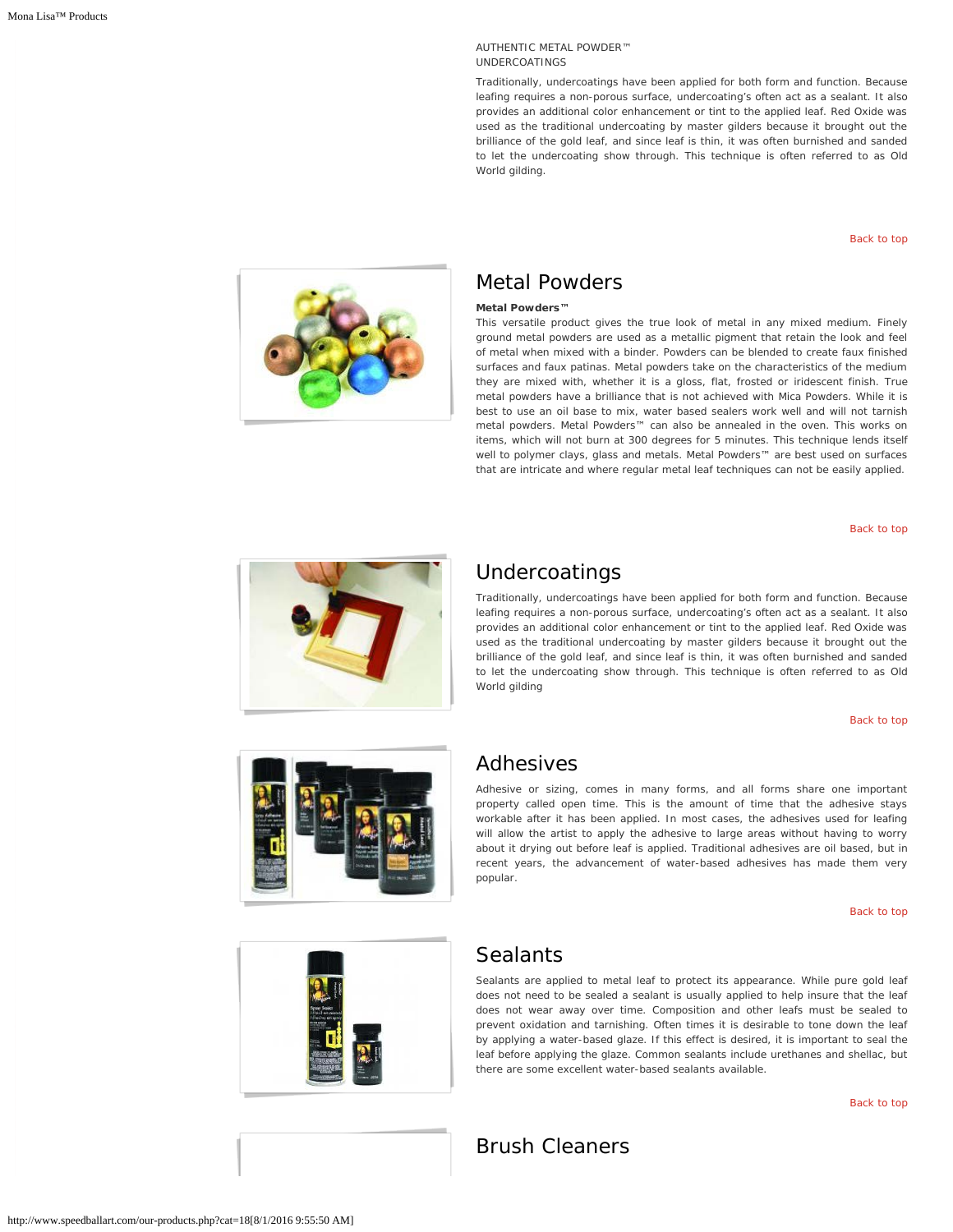AUTHENTIC METAL POWDER™
UNDERCOATINGS

Traditionally, undercoatings have been applied for both form and function. Because leafing requires a non-porous surface, undercoating's often act as a sealant. It also provides an additional color enhancement or tint to the applied leaf. Red Oxide was used as the traditional undercoating by master gilders because it brought out the brilliance of the gold leaf, and since leaf is thin, it was often burnished and sanded to let the undercoating show through. This technique is often referred to as Old World gilding.

Back to top

## Metal Powders

**Metal Powders™**

This versatile product gives the true look of metal in any mixed medium. Finely ground metal powders are used as a metallic pigment that retain the look and feel of metal when mixed with a binder. Powders can be blended to create faux finished surfaces and faux patinas. Metal powders take on the characteristics of the medium they are mixed with, whether it is a gloss, flat, frosted or iridescent finish. True metal powders have a brilliance that is not achieved with Mica Powders. While it is best to use an oil base to mix, water based sealers work well and will not tarnish metal powders. Metal Powders™ can also be annealed in the oven. This works on items, which will not burn at 300 degrees for 5 minutes. This technique lends itself well to polymer clays, glass and metals. Metal Powders™ are best used on surfaces that are intricate and where regular metal leaf techniques can not be easily applied.

Back to top

## Undercoatings

Traditionally, undercoatings have been applied for both form and function. Because leafing requires a non-porous surface, undercoating's often act as a sealant. It also provides an additional color enhancement or tint to the applied leaf. Red Oxide was used as the traditional undercoating by master gilders because it brought out the brilliance of the gold leaf, and since leaf is thin, it was often burnished and sanded to let the undercoating show through. This technique is often referred to as Old World gilding

Back to top

## Adhesives

Adhesive or sizing, comes in many forms, and all forms share one important property called open time. This is the amount of time that the adhesive stays workable after it has been applied. In most cases, the adhesives used for leafing will allow the artist to apply the adhesive to large areas without having to worry about it drying out before leaf is applied. Traditional adhesives are oil based, but in recent years, the advancement of water-based adhesives has made them very popular.

Back to top

## Sealants

Sealants are applied to metal leaf to protect its appearance. While pure gold leaf does not need to be sealed a sealant is usually applied to help insure that the leaf does not wear away over time. Composition and other leafs must be sealed to prevent oxidation and tarnishing. Often times it is desirable to tone down the leaf by applying a water-based glaze. If this effect is desired, it is important to seal the leaf before applying the glaze. Common sealants include urethanes and shellac, but there are some excellent water-based sealants available.

Back to top

## Brush Cleaners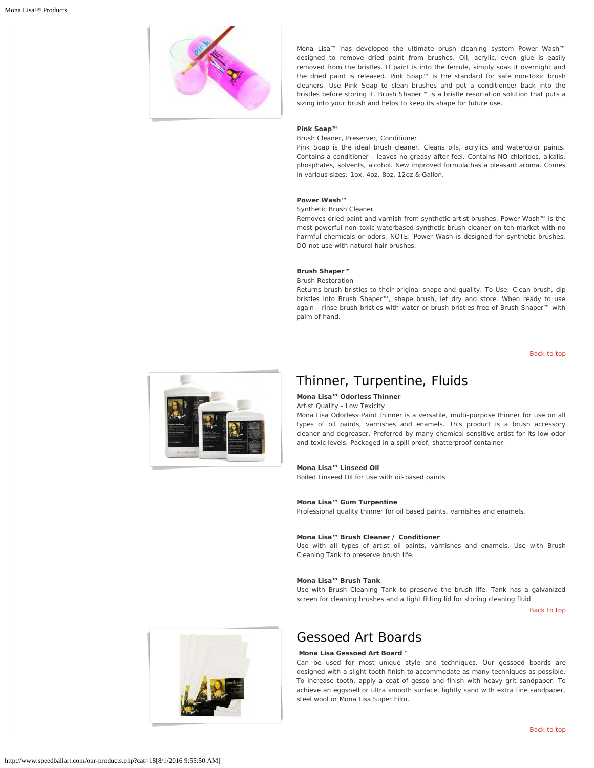Mona Lisa™ has developed the ultimate brush cleaning system Power Wash™ designed to remove dried paint from brushes. Oil, acrylic, even glue is easily removed from the bristles. If paint is into the ferrule, simply soak it overnight and the dried paint is released. Pink Soap™ is the standard for safe non-toxic brush cleaners. Use Pink Soap to clean brushes and put a conditioneer back into the bristles before storing it. Brush Shaper™ is a bristle resortation solution that puts a sizing into your brush and helps to keep its shape for future use.

**Pink Soap™**
Brush Cleaner, Preserver, Conditioner
Pink Soap is the ideal brush cleaner. Cleans oils, acrylics and watercolor paints. Contains a conditioner - leaves no greasy after feel. Contains NO chlorides, alkalis, phosphates, solvents, alcohol. New improved formula has a pleasant aroma. Comes in various sizes: 1ox, 4oz, 8oz, 12oz & Gallon.

**Power Wash™**
Synthetic Brush Cleaner
Removes dried paint and varnish from synthetic artist brushes. Power Wash™ is the most powerful non-toxic waterbased synthetic brush cleaner on teh market with no harmful chemicals or odors. NOTE: Power Wash is designed for synthetic brushes. DO not use with natural hair brushes.

**Brush Shaper™**
Brush Restoration
Returns brush bristles to their original shape and quality. To Use: Clean brush, dip bristles into Brush Shaper™, shape brush, let dry and store. When ready to use again - rinse brush bristles with water or brush bristles free of Brush Shaper™ with palm of hand.

Back to top

## Thinner, Turpentine, Fluids

**Mona Lisa™ Odorless Thinner**
Artist Quality - Low Texicity
Mona Lisa Odorless Paint thinner is a versatile, multi-purpose thinner for use on all types of oil paints, varnishes and enamels. This product is a brush accessory cleaner and degreaser. Preferred by many chemical sensitive artist for its low odor and toxic levels. Packaged in a spill proof, shatterproof container.

**Mona Lisa™ Linseed Oil**
Boiled Linseed Oil for use with oil-based paints

**Mona Lisa™ Gum Turpentine**
Professional quality thinner for oil based paints, varnishes and enamels.

**Mona Lisa™ Brush Cleaner / Conditioner**
Use with all types of artist oil paints, varnishes and enamels. Use with Brush Cleaning Tank to preserve brush life.

**Mona Lisa™ Brush Tank**
Use with Brush Cleaning Tank to preserve the brush life. Tank has a galvanized screen for cleaning brushes and a tight fitting lid for storing cleaning fluid

Back to top

## Gessoed Art Boards

**Mona Lisa Gessoed Art Board™**
Can be used for most unique style and techniques. Our gessoed boards are designed with a slight tooth finish to accommodate as many techniques as possible. To increase tooth, apply a coat of gesso and finish with heavy grit sandpaper. To achieve an eggshell or ultra smooth surface, lightly sand with extra fine sandpaper, steel wool or Mona Lisa Super Film.

Back to top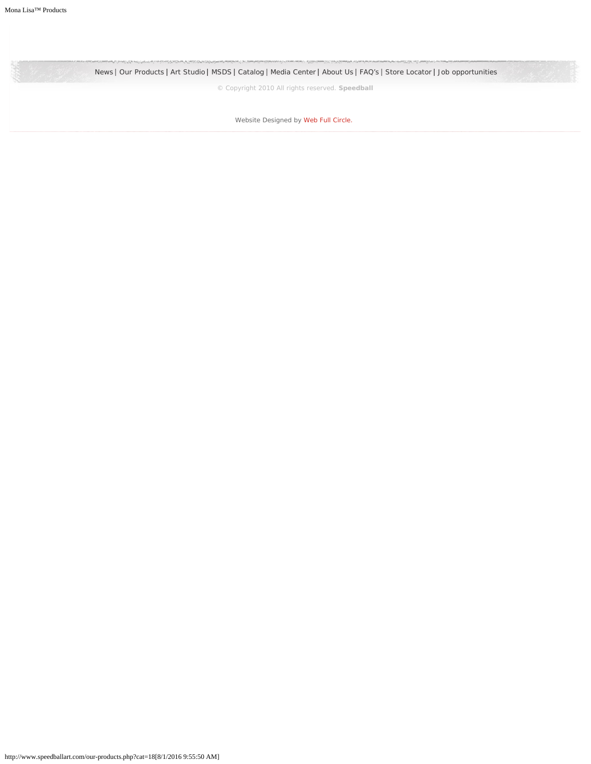News | Our Products | Art Studio | MSDS | Catalog | Media Center | About Us | FAQ's | Store Locator | Job opportunities

© Copyright 2010 All rights reserved. **Speedball**

Website Designed by Web Full Circle.